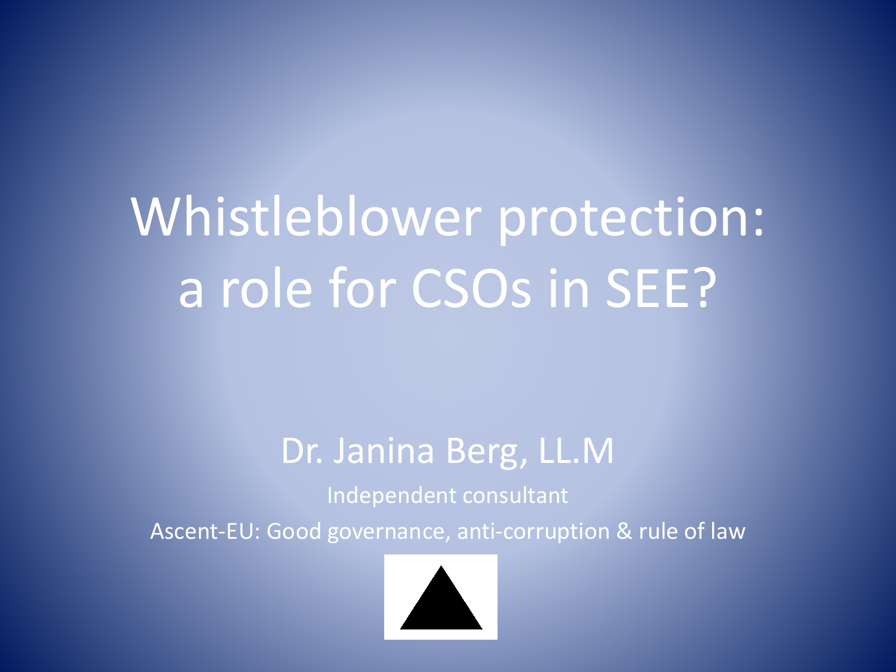# Whistleblower protection: a role for CSOs in SEE?

Dr. Janina Berg, LL.M

Independent consultant

Ascent-EU: Good governance, anti-corruption & rule of law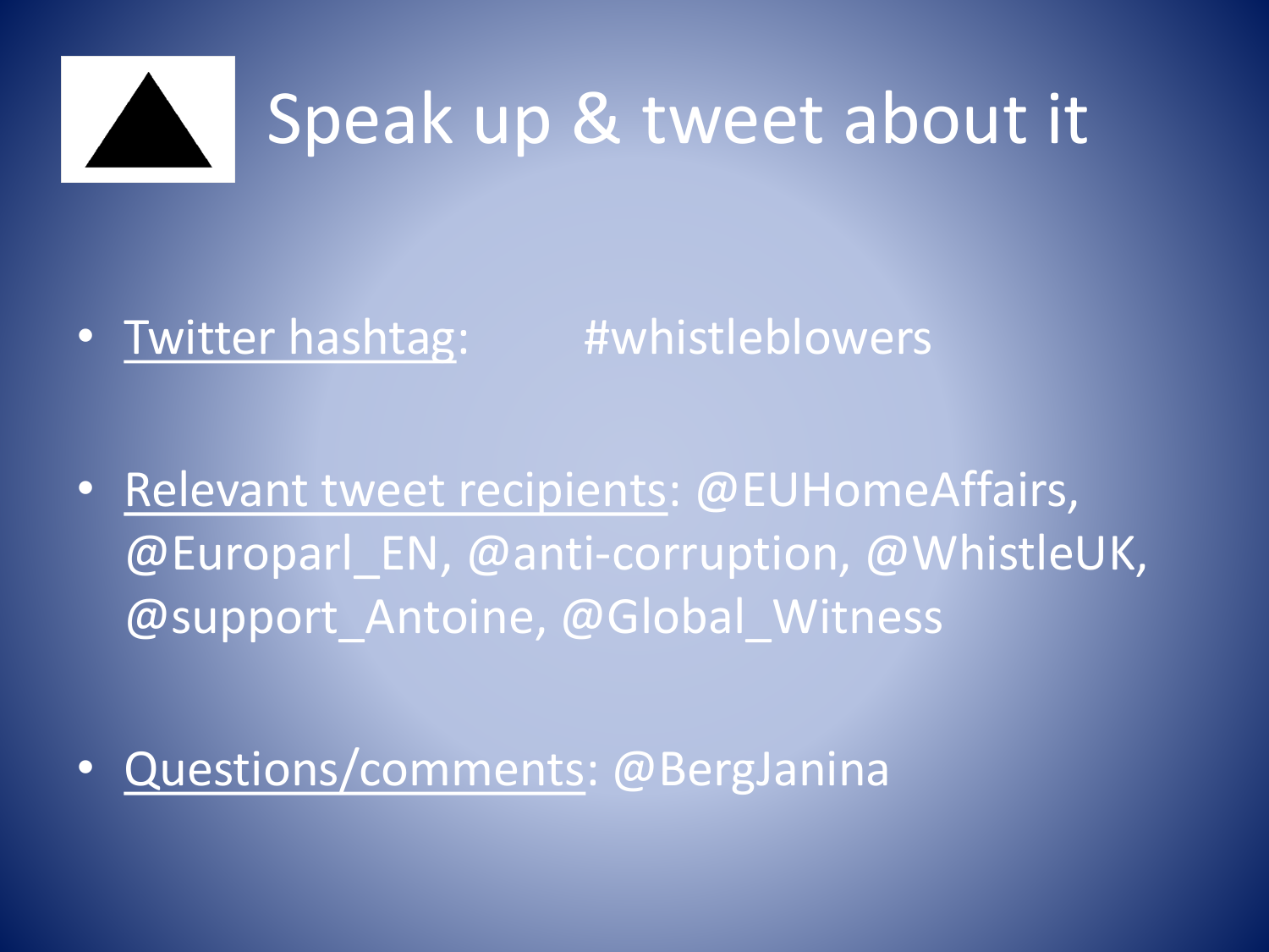# Speak up & tweet about it

- Twitter hashtag: #whistleblowers
- Relevant tweet recipients: @EUHomeAffairs, @Europarl_EN, @anti-corruption, @WhistleUK, @support_Antoine, @Global_Witness
- Questions/comments: @BergJanina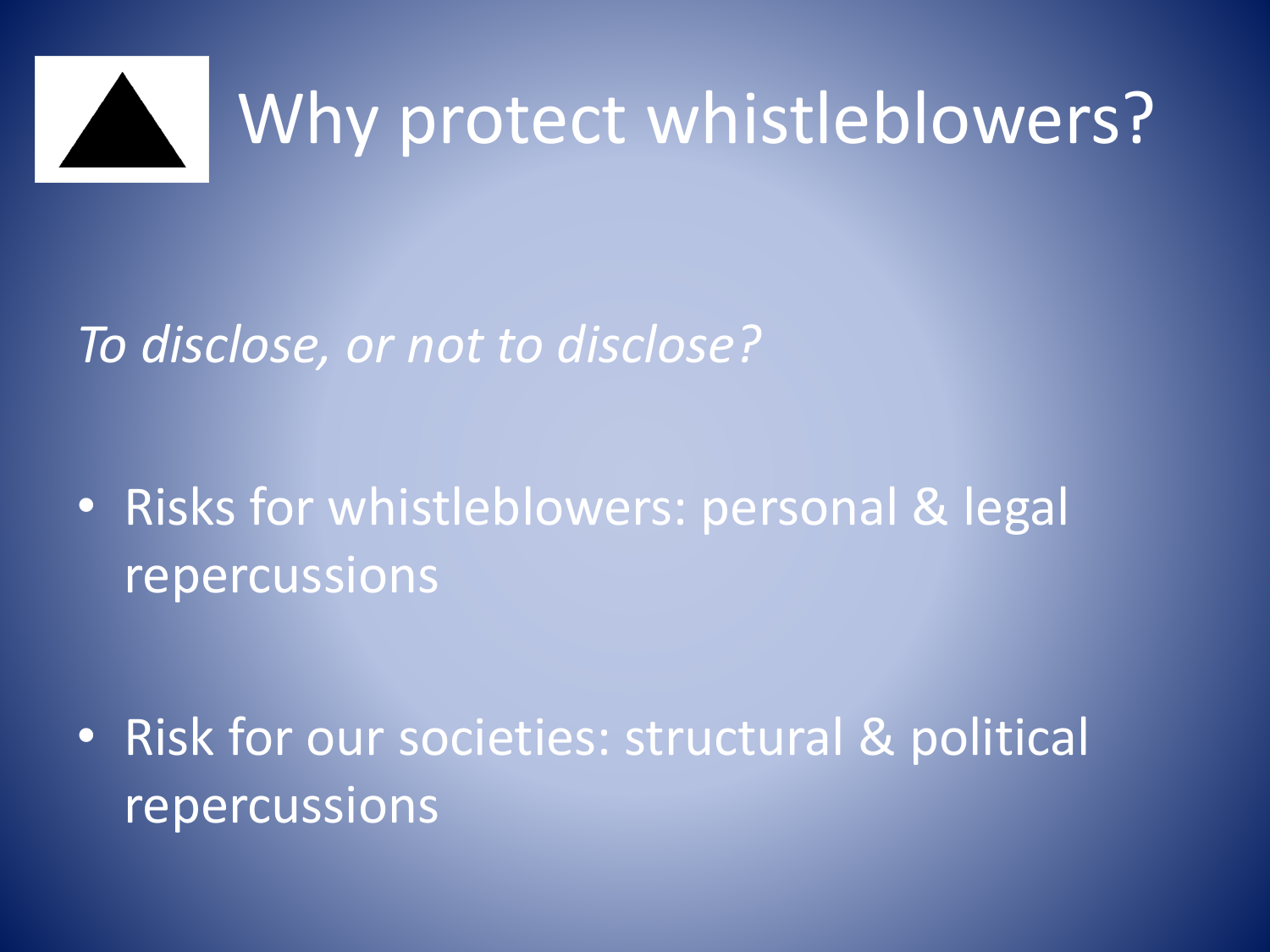# Why protect whistleblowers?

*To disclose, or not to disclose?*

- Risks for whistleblowers: personal & legal repercussions

- Risk for our societies: structural & political repercussions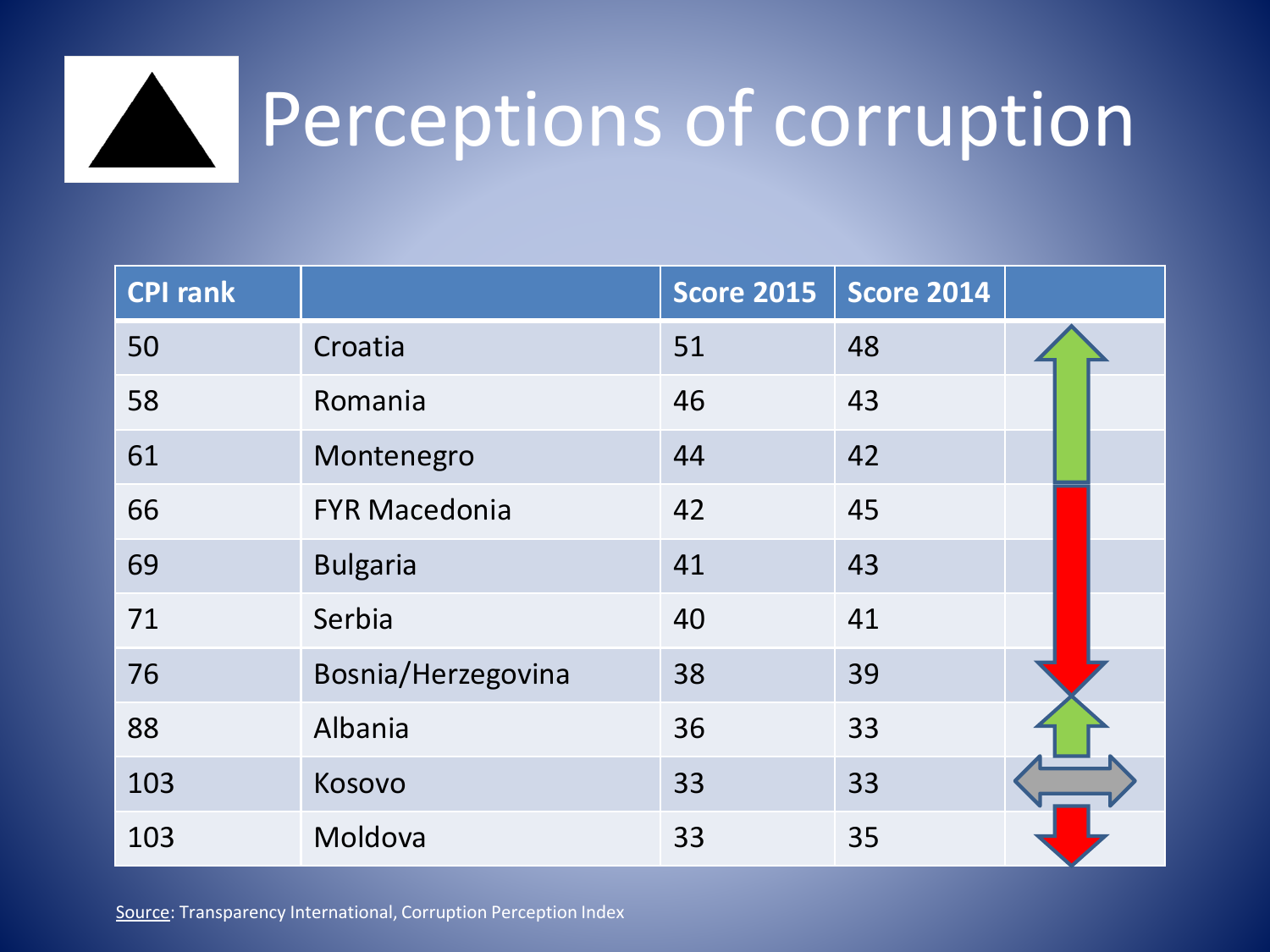# Perceptions of corruption

| CPI rank | | Score 2015 | Score 2014 | |
|---|---|---|---|---|
| 50 | Croatia | 51 | 48 | |
| 58 | Romania | 46 | 43 | |
| 61 | Montenegro | 44 | 42 | |
| 66 | FYR Macedonia | 42 | 45 | |
| 69 | Bulgaria | 41 | 43 | |
| 71 | Serbia | 40 | 41 | |
| 76 | Bosnia/Herzegovina | 38 | 39 | |
| 88 | Albania | 36 | 33 | |
| 103 | Kosovo | 33 | 33 | |
| 103 | Moldova | 33 | 35 | |

Source: Transparency International, Corruption Perception Index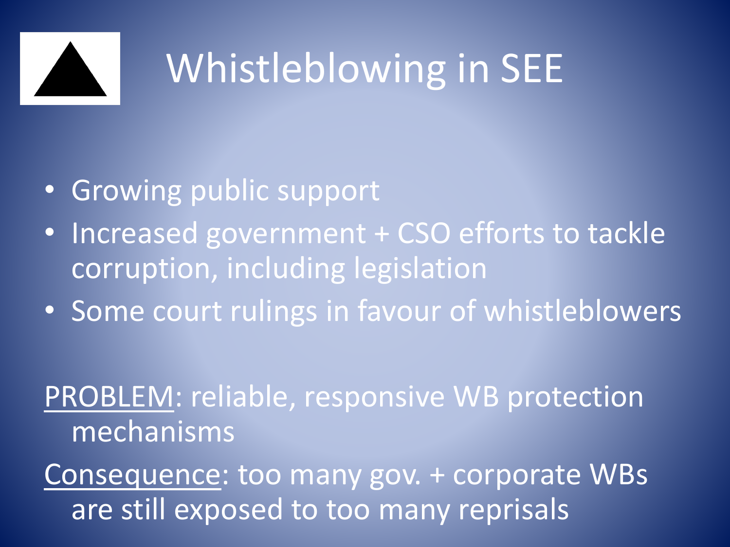# Whistleblowing in SEE

- Growing public support
- Increased government + CSO efforts to tackle corruption, including legislation
- Some court rulings in favour of whistleblowers

<u>PROBLEM</u>: reliable, responsive WB protection mechanisms

<u>Consequence</u>: too many gov. + corporate WBs are still exposed to too many reprisals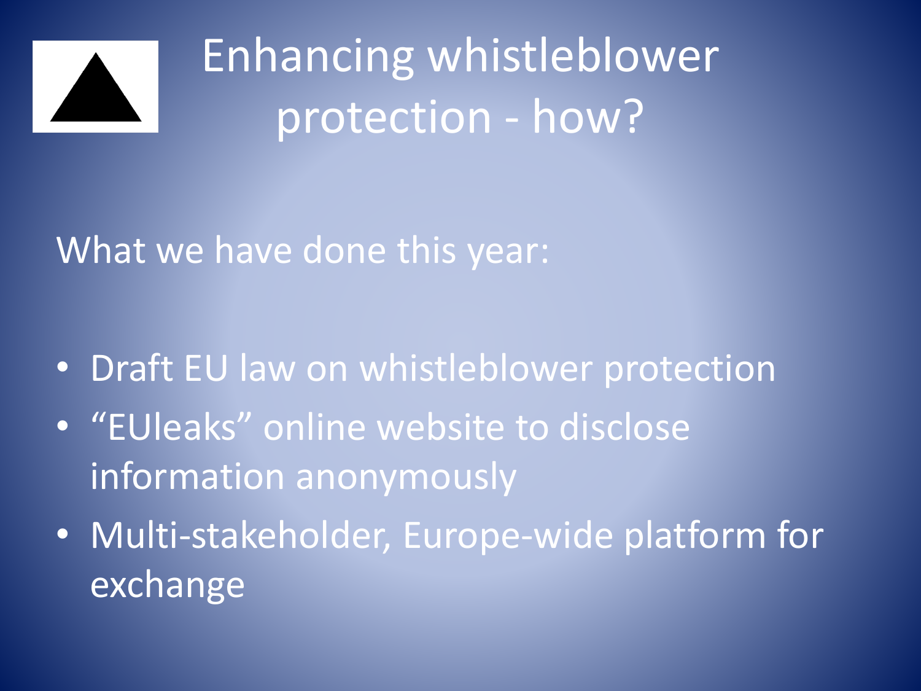# Enhancing whistleblower protection - how?

What we have done this year:

- Draft EU law on whistleblower protection
- "EUleaks" online website to disclose information anonymously
- Multi-stakeholder, Europe-wide platform for exchange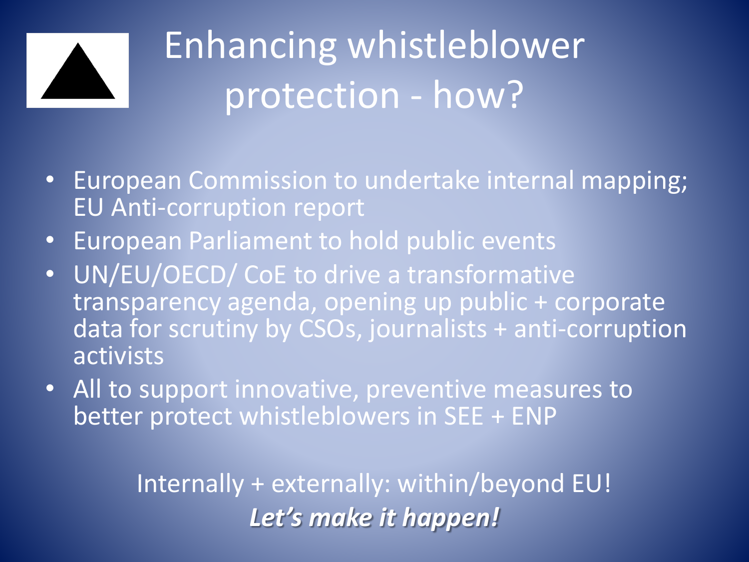# Enhancing whistleblower protection - how?

- European Commission to undertake internal mapping; EU Anti-corruption report
- European Parliament to hold public events
- UN/EU/OECD/ CoE to drive a transformative transparency agenda, opening up public + corporate data for scrutiny by CSOs, journalists + anti-corruption activists
- All to support innovative, preventive measures to better protect whistleblowers in SEE + ENP

Internally + externally: within/beyond EU!

***Let's make it happen!***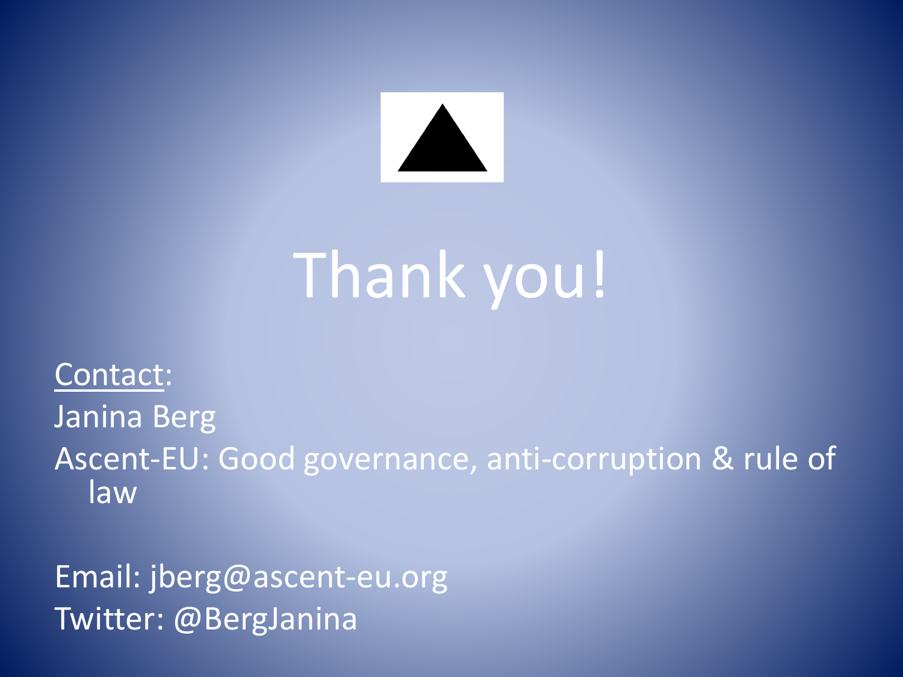# Thank you!

Contact:

Janina Berg

Ascent-EU: Good governance, anti-corruption & rule of law

Email: jberg@ascent-eu.org

Twitter: @BergJanina